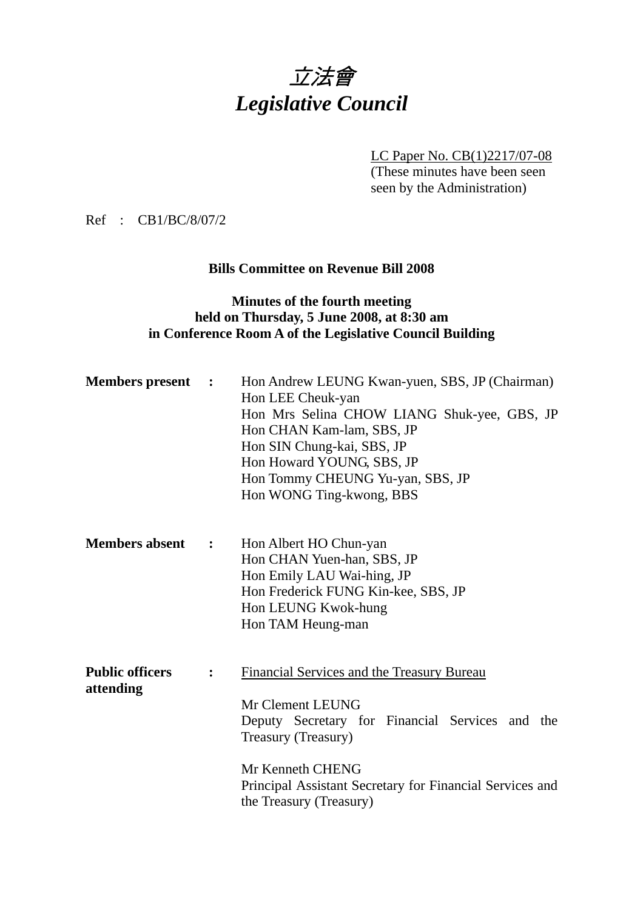# *立法會*
# *Legislative Council*

LC Paper No. CB(1)2217/07-08
(These minutes have been seen seen by the Administration)

Ref : CB1/BC/8/07/2

**Bills Committee on Revenue Bill 2008**

**Minutes of the fourth meeting held on Thursday, 5 June 2008, at 8:30 am in Conference Room A of the Legislative Council Building**

**Members present :**

Hon Andrew LEUNG Kwan-yuen, SBS, JP (Chairman)
Hon LEE Cheuk-yan
Hon Mrs Selina CHOW LIANG Shuk-yee, GBS, JP
Hon CHAN Kam-lam, SBS, JP
Hon SIN Chung-kai, SBS, JP
Hon Howard YOUNG, SBS, JP
Hon Tommy CHEUNG Yu-yan, SBS, JP
Hon WONG Ting-kwong, BBS

**Members absent :**

Hon Albert HO Chun-yan
Hon CHAN Yuen-han, SBS, JP
Hon Emily LAU Wai-hing, JP
Hon Frederick FUNG Kin-kee, SBS, JP
Hon LEUNG Kwok-hung
Hon TAM Heung-man

**Public officers attending :**

Financial Services and the Treasury Bureau

Mr Clement LEUNG
Deputy Secretary for Financial Services and the Treasury (Treasury)

Mr Kenneth CHENG
Principal Assistant Secretary for Financial Services and the Treasury (Treasury)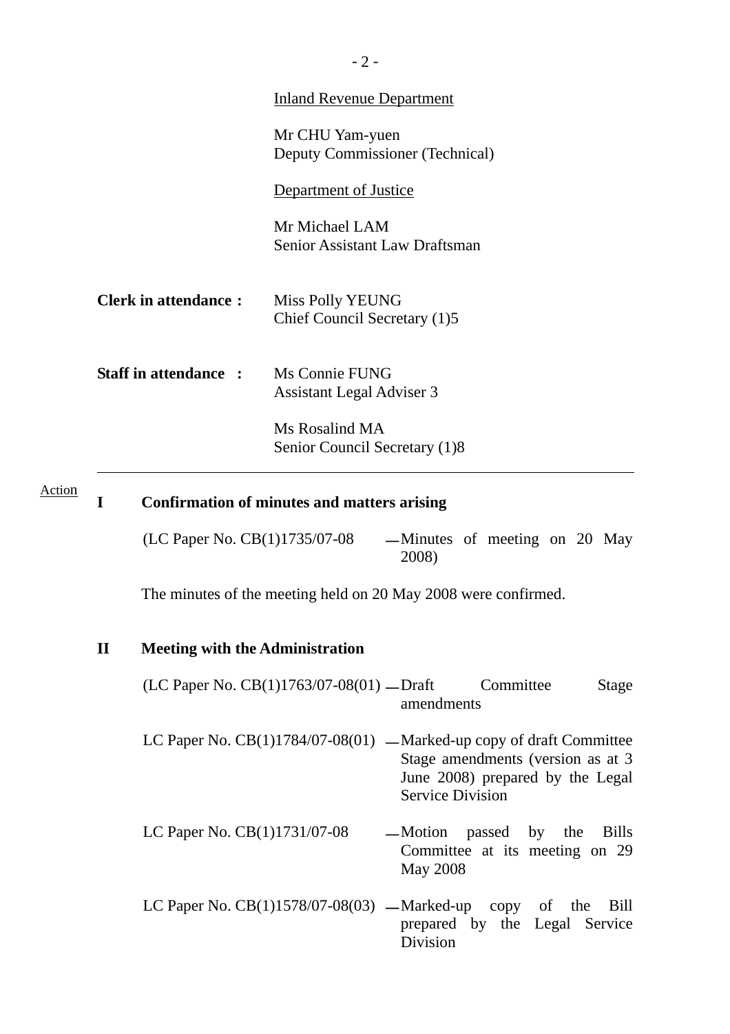Inland Revenue Department

Mr CHU Yam-yuen
Deputy Commissioner (Technical)

Department of Justice

Mr Michael LAM
Senior Assistant Law Draftsman

**Clerk in attendance :** Miss Polly YEUNG
Chief Council Secretary (1)5

**Staff in attendance :** Ms Connie FUNG
Assistant Legal Adviser 3

Ms Rosalind MA
Senior Council Secretary (1)8

---

Action

**I Confirmation of minutes and matters arising**

(LC Paper No. CB(1)1735/07-08 — Minutes of meeting on 20 May 2008)

The minutes of the meeting held on 20 May 2008 were confirmed.

**II Meeting with the Administration**

(LC Paper No. CB(1)1763/07-08(01) — Draft Committee Stage amendments

LC Paper No. CB(1)1784/07-08(01) — Marked-up copy of draft Committee Stage amendments (version as at 3 June 2008) prepared by the Legal Service Division

LC Paper No. CB(1)1731/07-08 — Motion passed by the Bills Committee at its meeting on 29 May 2008

LC Paper No. CB(1)1578/07-08(03) — Marked-up copy of the Bill prepared by the Legal Service Division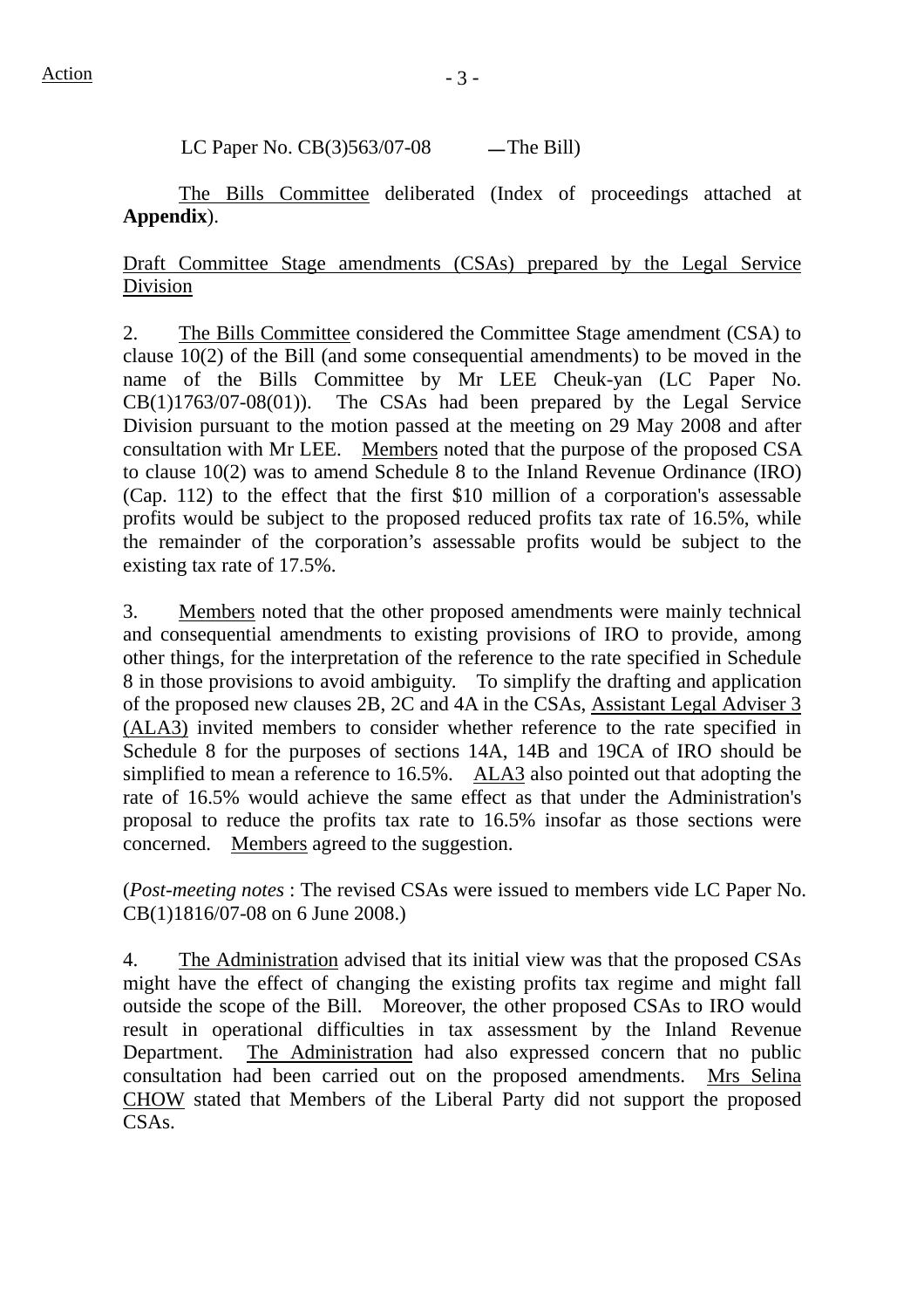Action

LC Paper No. CB(3)563/07-08 — The Bill)

<u>The Bills Committee</u> deliberated (Index of proceedings attached at **Appendix**).

<u>Draft Committee Stage amendments (CSAs) prepared by the Legal Service Division</u>

2. <u>The Bills Committee</u> considered the Committee Stage amendment (CSA) to clause 10(2) of the Bill (and some consequential amendments) to be moved in the name of the Bills Committee by Mr LEE Cheuk-yan (LC Paper No. CB(1)1763/07-08(01)). The CSAs had been prepared by the Legal Service Division pursuant to the motion passed at the meeting on 29 May 2008 and after consultation with Mr LEE. <u>Members</u> noted that the purpose of the proposed CSA to clause 10(2) was to amend Schedule 8 to the Inland Revenue Ordinance (IRO) (Cap. 112) to the effect that the first $10 million of a corporation's assessable profits would be subject to the proposed reduced profits tax rate of 16.5%, while the remainder of the corporation's assessable profits would be subject to the existing tax rate of 17.5%.

3. <u>Members</u> noted that the other proposed amendments were mainly technical and consequential amendments to existing provisions of IRO to provide, among other things, for the interpretation of the reference to the rate specified in Schedule 8 in those provisions to avoid ambiguity. To simplify the drafting and application of the proposed new clauses 2B, 2C and 4A in the CSAs, <u>Assistant Legal Adviser 3 (ALA3)</u> invited members to consider whether reference to the rate specified in Schedule 8 for the purposes of sections 14A, 14B and 19CA of IRO should be simplified to mean a reference to 16.5%. <u>ALA3</u> also pointed out that adopting the rate of 16.5% would achieve the same effect as that under the Administration's proposal to reduce the profits tax rate to 16.5% insofar as those sections were concerned. <u>Members</u> agreed to the suggestion.

(*Post-meeting notes* : The revised CSAs were issued to members vide LC Paper No. CB(1)1816/07-08 on 6 June 2008.)

4. <u>The Administration</u> advised that its initial view was that the proposed CSAs might have the effect of changing the existing profits tax regime and might fall outside the scope of the Bill. Moreover, the other proposed CSAs to IRO would result in operational difficulties in tax assessment by the Inland Revenue Department. <u>The Administration</u> had also expressed concern that no public consultation had been carried out on the proposed amendments. <u>Mrs Selina CHOW</u> stated that Members of the Liberal Party did not support the proposed CSAs.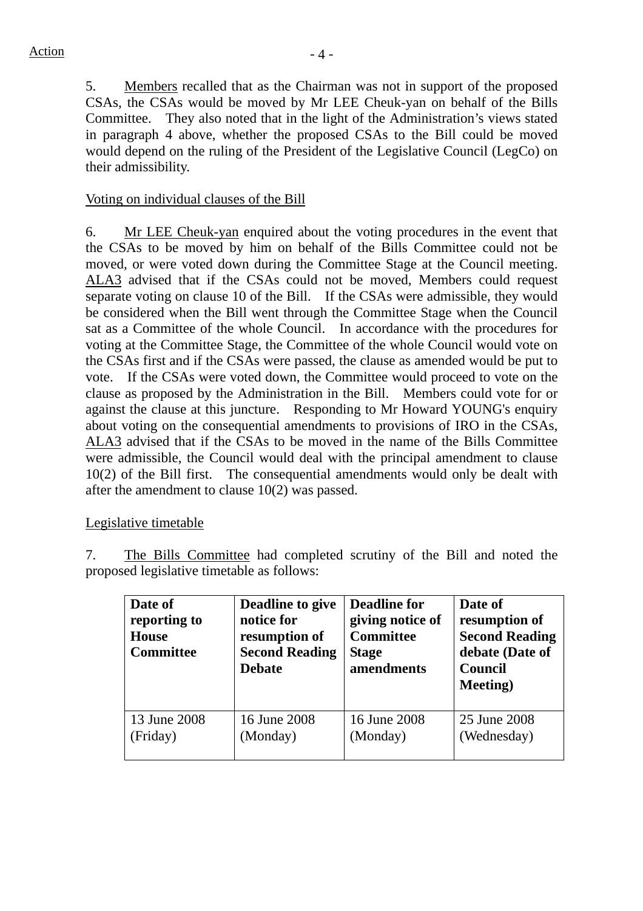Action

5. Members recalled that as the Chairman was not in support of the proposed CSAs, the CSAs would be moved by Mr LEE Cheuk-yan on behalf of the Bills Committee. They also noted that in the light of the Administration's views stated in paragraph 4 above, whether the proposed CSAs to the Bill could be moved would depend on the ruling of the President of the Legislative Council (LegCo) on their admissibility.

Voting on individual clauses of the Bill

6. Mr LEE Cheuk-yan enquired about the voting procedures in the event that the CSAs to be moved by him on behalf of the Bills Committee could not be moved, or were voted down during the Committee Stage at the Council meeting. ALA3 advised that if the CSAs could not be moved, Members could request separate voting on clause 10 of the Bill. If the CSAs were admissible, they would be considered when the Bill went through the Committee Stage when the Council sat as a Committee of the whole Council. In accordance with the procedures for voting at the Committee Stage, the Committee of the whole Council would vote on the CSAs first and if the CSAs were passed, the clause as amended would be put to vote. If the CSAs were voted down, the Committee would proceed to vote on the clause as proposed by the Administration in the Bill. Members could vote for or against the clause at this juncture. Responding to Mr Howard YOUNG's enquiry about voting on the consequential amendments to provisions of IRO in the CSAs, ALA3 advised that if the CSAs to be moved in the name of the Bills Committee were admissible, the Council would deal with the principal amendment to clause 10(2) of the Bill first. The consequential amendments would only be dealt with after the amendment to clause 10(2) was passed.

Legislative timetable

7. The Bills Committee had completed scrutiny of the Bill and noted the proposed legislative timetable as follows:

| **Date of reporting to House Committee** | **Deadline to give notice for resumption of Second Reading Debate** | **Deadline for giving notice of Committee Stage amendments** | **Date of resumption of Second Reading debate (Date of Council Meeting)** |
|---|---|---|---|
| 13 June 2008 (Friday) | 16 June 2008 (Monday) | 16 June 2008 (Monday) | 25 June 2008 (Wednesday) |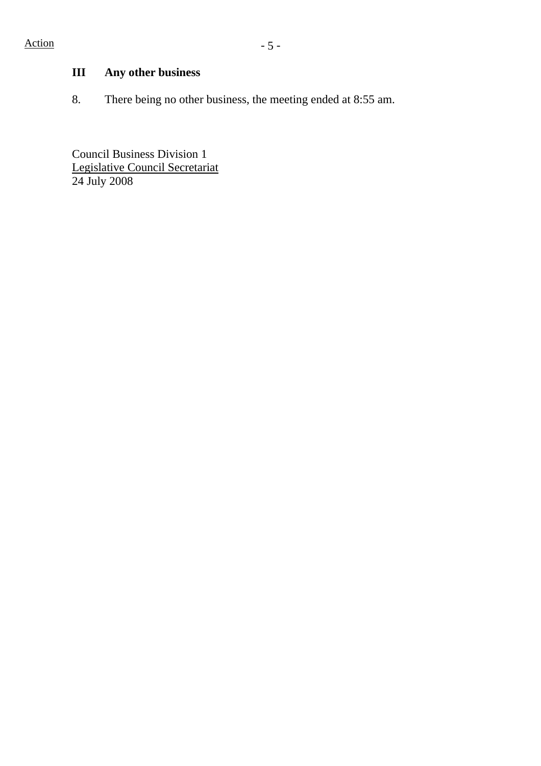Action

### III Any other business

8. There being no other business, the meeting ended at 8:55 am.

Council Business Division 1
Legislative Council Secretariat
24 July 2008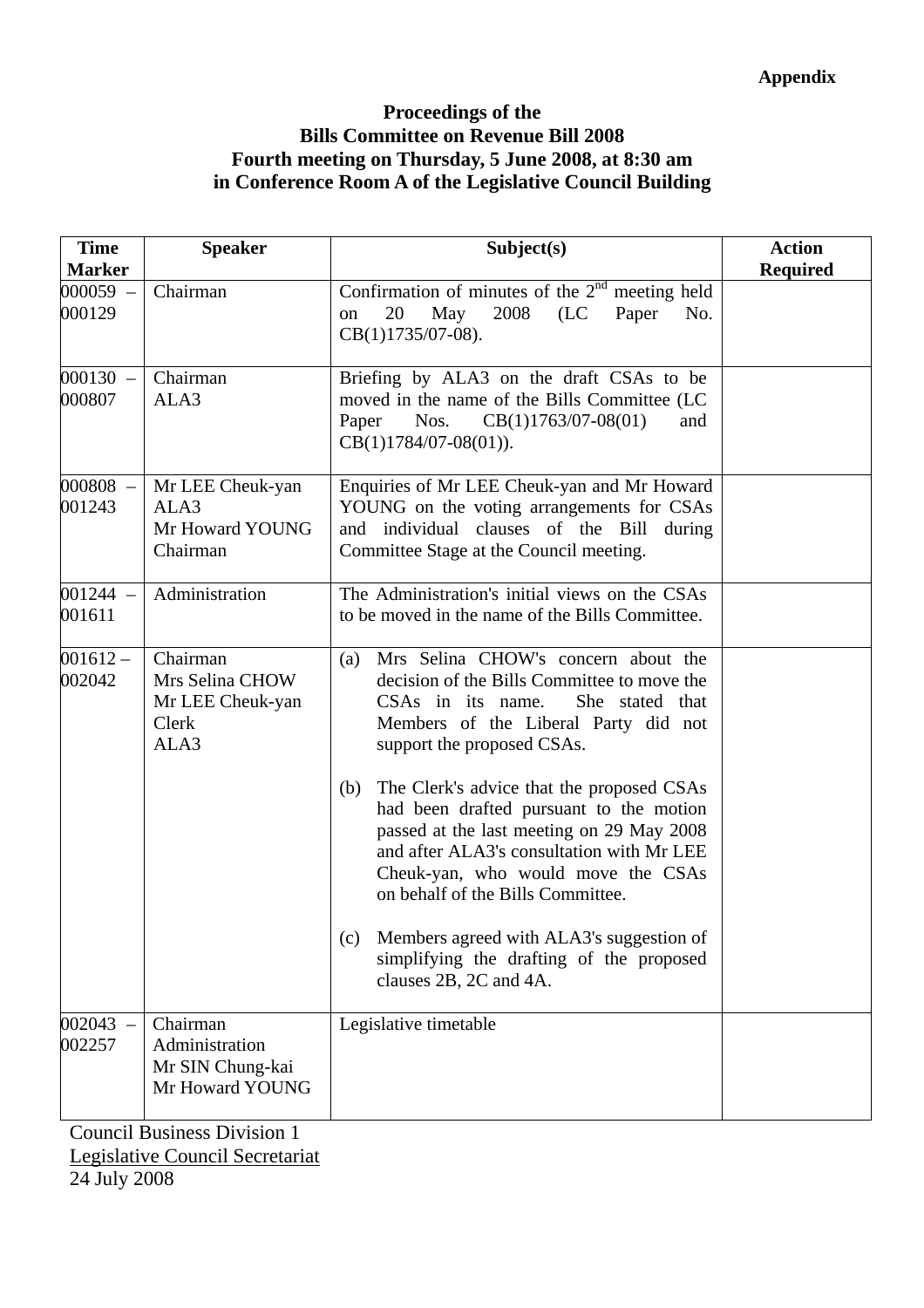**Appendix**

**Proceedings of the Bills Committee on Revenue Bill 2008**
**Fourth meeting on Thursday, 5 June 2008, at 8:30 am**
**in Conference Room A of the Legislative Council Building**

| Time Marker | Speaker | Subject(s) | Action Required |
|---|---|---|---|
| 000059 – 000129 | Chairman | Confirmation of minutes of the 2nd meeting held on 20 May 2008 (LC Paper No. CB(1)1735/07-08). | |
| 000130 – 000807 | Chairman<br>ALA3 | Briefing by ALA3 on the draft CSAs to be moved in the name of the Bills Committee (LC Paper Nos. CB(1)1763/07-08(01) and CB(1)1784/07-08(01)). | |
| 000808 – 001243 | Mr LEE Cheuk-yan<br>ALA3<br>Mr Howard YOUNG<br>Chairman | Enquiries of Mr LEE Cheuk-yan and Mr Howard YOUNG on the voting arrangements for CSAs and individual clauses of the Bill during Committee Stage at the Council meeting. | |
| 001244 – 001611 | Administration | The Administration's initial views on the CSAs to be moved in the name of the Bills Committee. | |
| 001612 – 002042 | Chairman<br>Mrs Selina CHOW<br>Mr LEE Cheuk-yan<br>Clerk<br>ALA3 | (a) Mrs Selina CHOW's concern about the decision of the Bills Committee to move the CSAs in its name. She stated that Members of the Liberal Party did not support the proposed CSAs.<br><br>(b) The Clerk's advice that the proposed CSAs had been drafted pursuant to the motion passed at the last meeting on 29 May 2008 and after ALA3's consultation with Mr LEE Cheuk-yan, who would move the CSAs on behalf of the Bills Committee.<br><br>(c) Members agreed with ALA3's suggestion of simplifying the drafting of the proposed clauses 2B, 2C and 4A. | |
| 002043 – 002257 | Chairman<br>Administration<br>Mr SIN Chung-kai<br>Mr Howard YOUNG | Legislative timetable | |

Council Business Division 1
Legislative Council Secretariat
24 July 2008